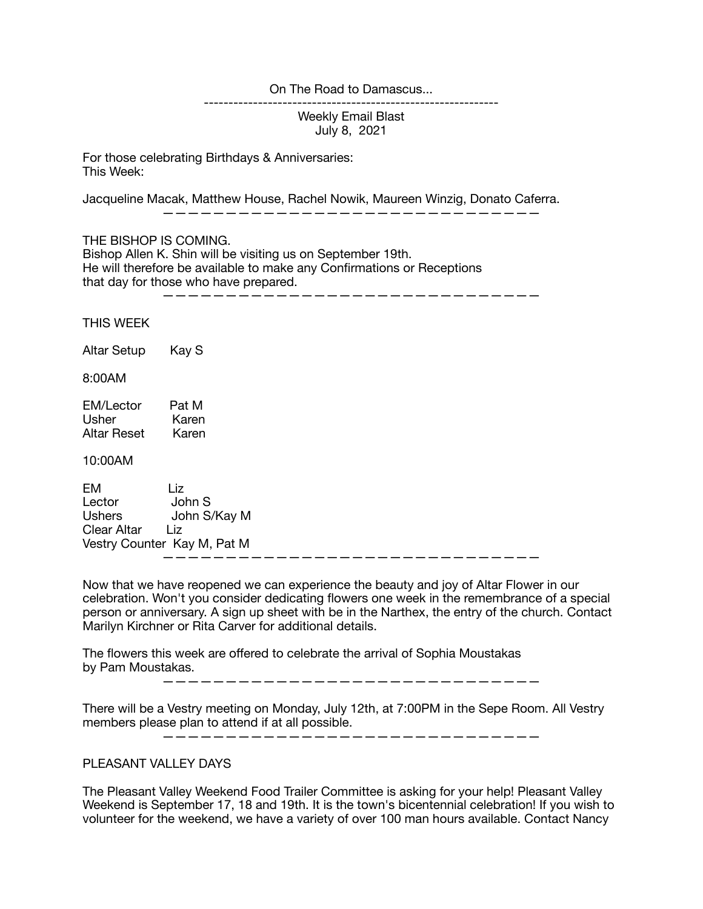On The Road to Damascus...

---

Weekly Email Blast
July 8, 2021

For those celebrating Birthdays & Anniversaries:
This Week:

Jacqueline Macak, Matthew House, Rachel Nowik, Maureen Winzig, Donato Caferra.

---

THE BISHOP IS COMING.
Bishop Allen K. Shin will be visiting us on September 19th.
He will therefore be available to make any Confirmations or Receptions
that day for those who have prepared.

---

THIS WEEK

Altar Setup Kay S

8:00AM

EM/Lector Pat M
Usher Karen
Altar Reset Karen

10:00AM

EM Liz
Lector John S
Ushers John S/Kay M
Clear Altar Liz
Vestry Counter Kay M, Pat M

---

Now that we have reopened we can experience the beauty and joy of Altar Flower in our celebration. Won't you consider dedicating flowers one week in the remembrance of a special person or anniversary. A sign up sheet with be in the Narthex, the entry of the church. Contact Marilyn Kirchner or Rita Carver for additional details.

The flowers this week are offered to celebrate the arrival of Sophia Moustakas by Pam Moustakas.

---

There will be a Vestry meeting on Monday, July 12th, at 7:00PM in the Sepe Room. All Vestry members please plan to attend if at all possible.

---

PLEASANT VALLEY DAYS

The Pleasant Valley Weekend Food Trailer Committee is asking for your help! Pleasant Valley Weekend is September 17, 18 and 19th. It is the town's bicentennial celebration! If you wish to volunteer for the weekend, we have a variety of over 100 man hours available. Contact Nancy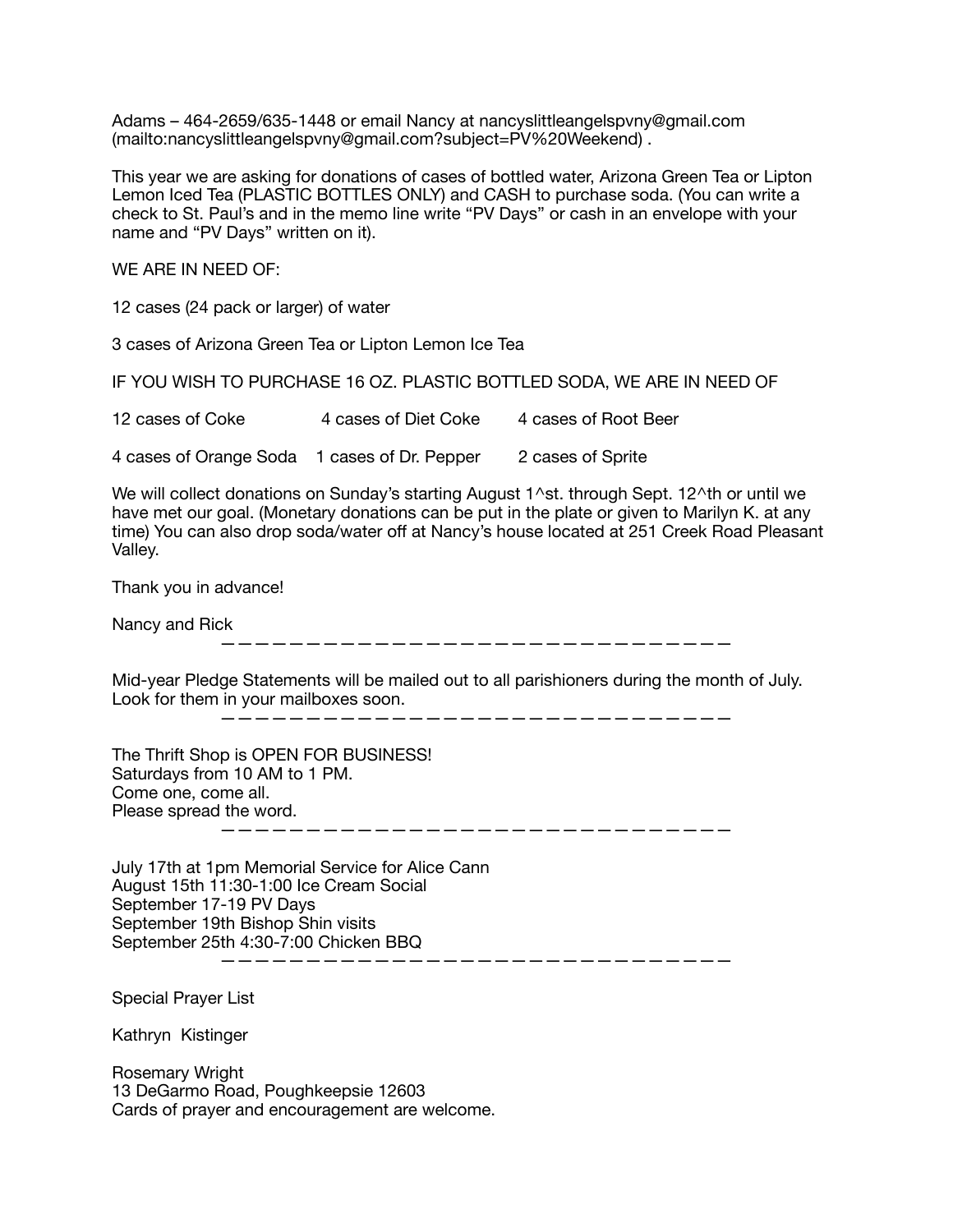Adams – 464-2659/635-1448 or email Nancy at nancyslittleangelspvny@gmail.com (mailto:nancyslittleangelspvny@gmail.com?subject=PV%20Weekend) .

This year we are asking for donations of cases of bottled water, Arizona Green Tea or Lipton Lemon Iced Tea (PLASTIC BOTTLES ONLY) and CASH to purchase soda. (You can write a check to St. Paul's and in the memo line write "PV Days" or cash in an envelope with your name and "PV Days" written on it).

WE ARE IN NEED OF:

12 cases (24 pack or larger) of water

3 cases of Arizona Green Tea or Lipton Lemon Ice Tea

IF YOU WISH TO PURCHASE 16 OZ. PLASTIC BOTTLED SODA, WE ARE IN NEED OF

| | | |
|---|---|---|
| 12 cases of Coke | 4 cases of Diet Coke | 4 cases of Root Beer |
| 4 cases of Orange Soda | 1 cases of Dr. Pepper | 2 cases of Sprite |

We will collect donations on Sunday's starting August 1^st. through Sept. 12^th or until we have met our goal. (Monetary donations can be put in the plate or given to Marilyn K. at any time) You can also drop soda/water off at Nancy's house located at 251 Creek Road Pleasant Valley.

Thank you in advance!

Nancy and Rick

---

Mid-year Pledge Statements will be mailed out to all parishioners during the month of July. Look for them in your mailboxes soon.

---

The Thrift Shop is OPEN FOR BUSINESS!
Saturdays from 10 AM to 1 PM.
Come one, come all.
Please spread the word.

---

July 17th at 1pm Memorial Service for Alice Cann
August 15th 11:30-1:00 Ice Cream Social
September 17-19 PV Days
September 19th Bishop Shin visits
September 25th 4:30-7:00 Chicken BBQ

---

Special Prayer List

Kathryn Kistinger

Rosemary Wright
13 DeGarmo Road, Poughkeepsie 12603
Cards of prayer and encouragement are welcome.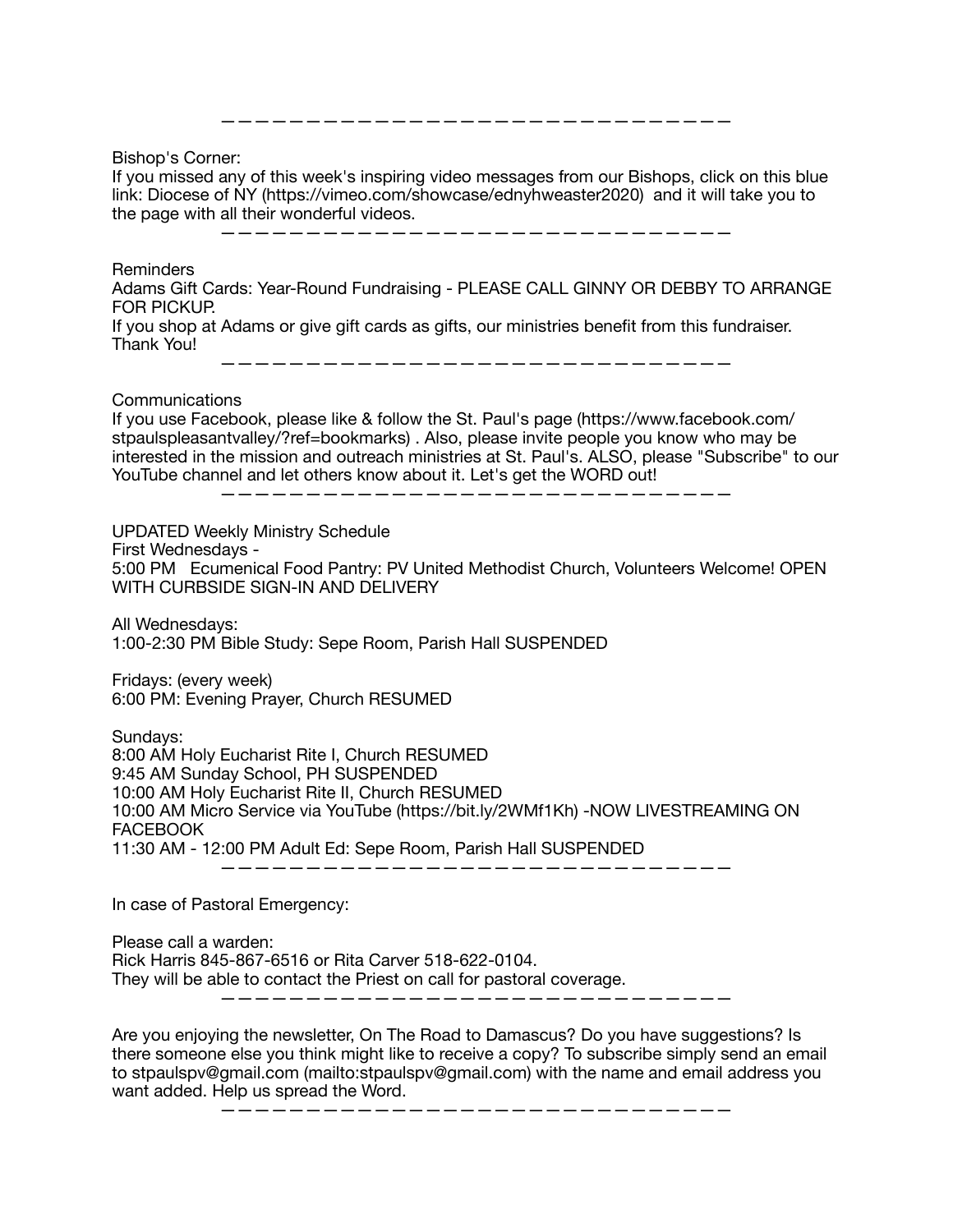———————————————————————————————

Bishop's Corner:
If you missed any of this week's inspiring video messages from our Bishops, click on this blue link: Diocese of NY (https://vimeo.com/showcase/ednyhweaster2020) and it will take you to the page with all their wonderful videos.

———————————————————————————————

Reminders
Adams Gift Cards: Year-Round Fundraising - PLEASE CALL GINNY OR DEBBY TO ARRANGE FOR PICKUP.
If you shop at Adams or give gift cards as gifts, our ministries benefit from this fundraiser. Thank You!

———————————————————————————————

Communications
If you use Facebook, please like & follow the St. Paul's page (https://www.facebook.com/stpaulspleasantvalley/?ref=bookmarks) . Also, please invite people you know who may be interested in the mission and outreach ministries at St. Paul's. ALSO, please "Subscribe" to our YouTube channel and let others know about it. Let's get the WORD out!

———————————————————————————————

UPDATED Weekly Ministry Schedule
First Wednesdays -
5:00 PM Ecumenical Food Pantry: PV United Methodist Church, Volunteers Welcome! OPEN WITH CURBSIDE SIGN-IN AND DELIVERY

All Wednesdays:
1:00-2:30 PM Bible Study: Sepe Room, Parish Hall SUSPENDED

Fridays: (every week)
6:00 PM: Evening Prayer, Church RESUMED

Sundays:
8:00 AM Holy Eucharist Rite I, Church RESUMED
9:45 AM Sunday School, PH SUSPENDED
10:00 AM Holy Eucharist Rite II, Church RESUMED
10:00 AM Micro Service via YouTube (https://bit.ly/2WMf1Kh) -NOW LIVESTREAMING ON FACEBOOK
11:30 AM - 12:00 PM Adult Ed: Sepe Room, Parish Hall SUSPENDED

———————————————————————————————

In case of Pastoral Emergency:

Please call a warden:
Rick Harris 845-867-6516 or Rita Carver 518-622-0104.
They will be able to contact the Priest on call for pastoral coverage.

———————————————————————————————

Are you enjoying the newsletter, On The Road to Damascus? Do you have suggestions? Is there someone else you think might like to receive a copy? To subscribe simply send an email to stpaulspv@gmail.com (mailto:stpaulspv@gmail.com) with the name and email address you want added. Help us spread the Word.

———————————————————————————————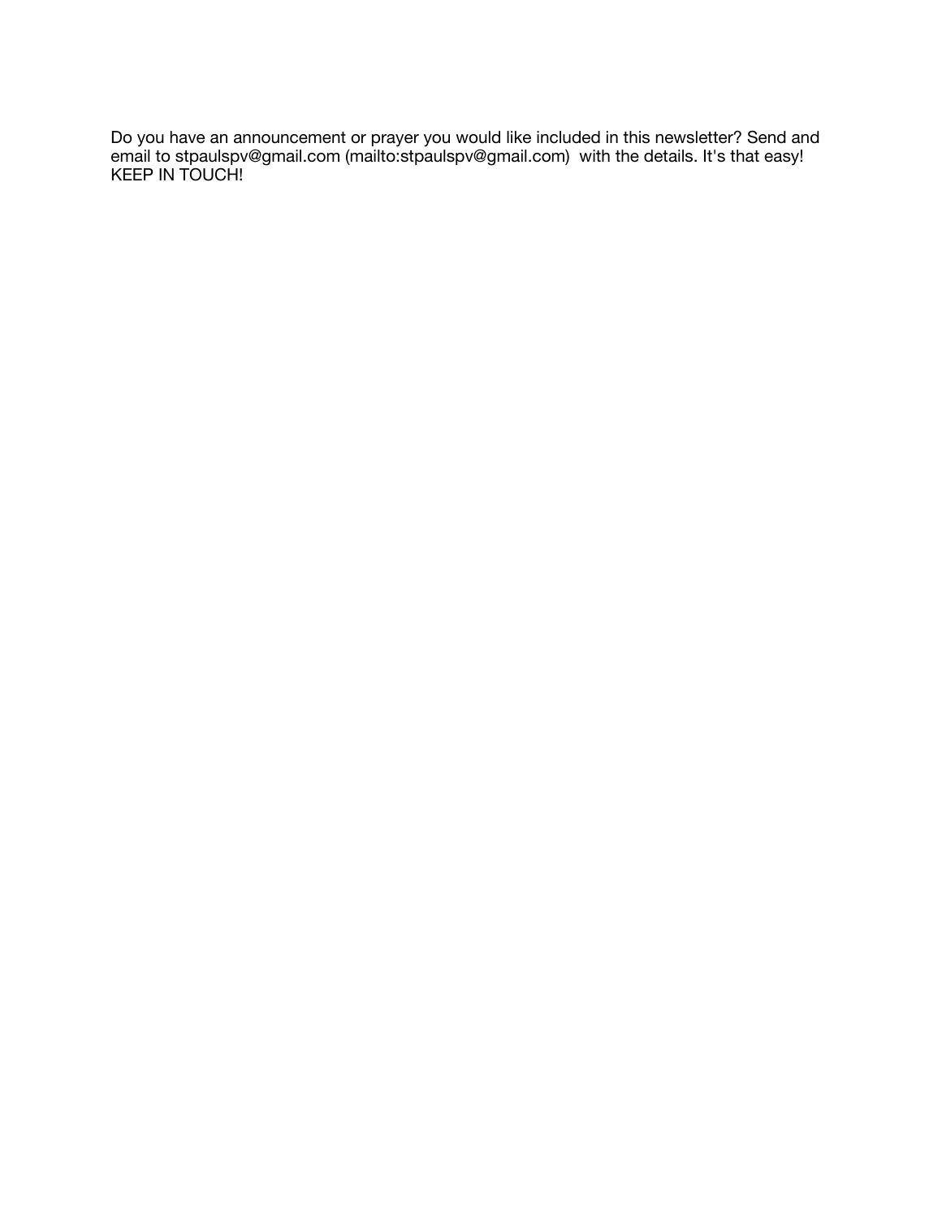Do you have an announcement or prayer you would like included in this newsletter? Send and email to stpaulspv@gmail.com (mailto:stpaulspv@gmail.com) with the details. It's that easy!
KEEP IN TOUCH!